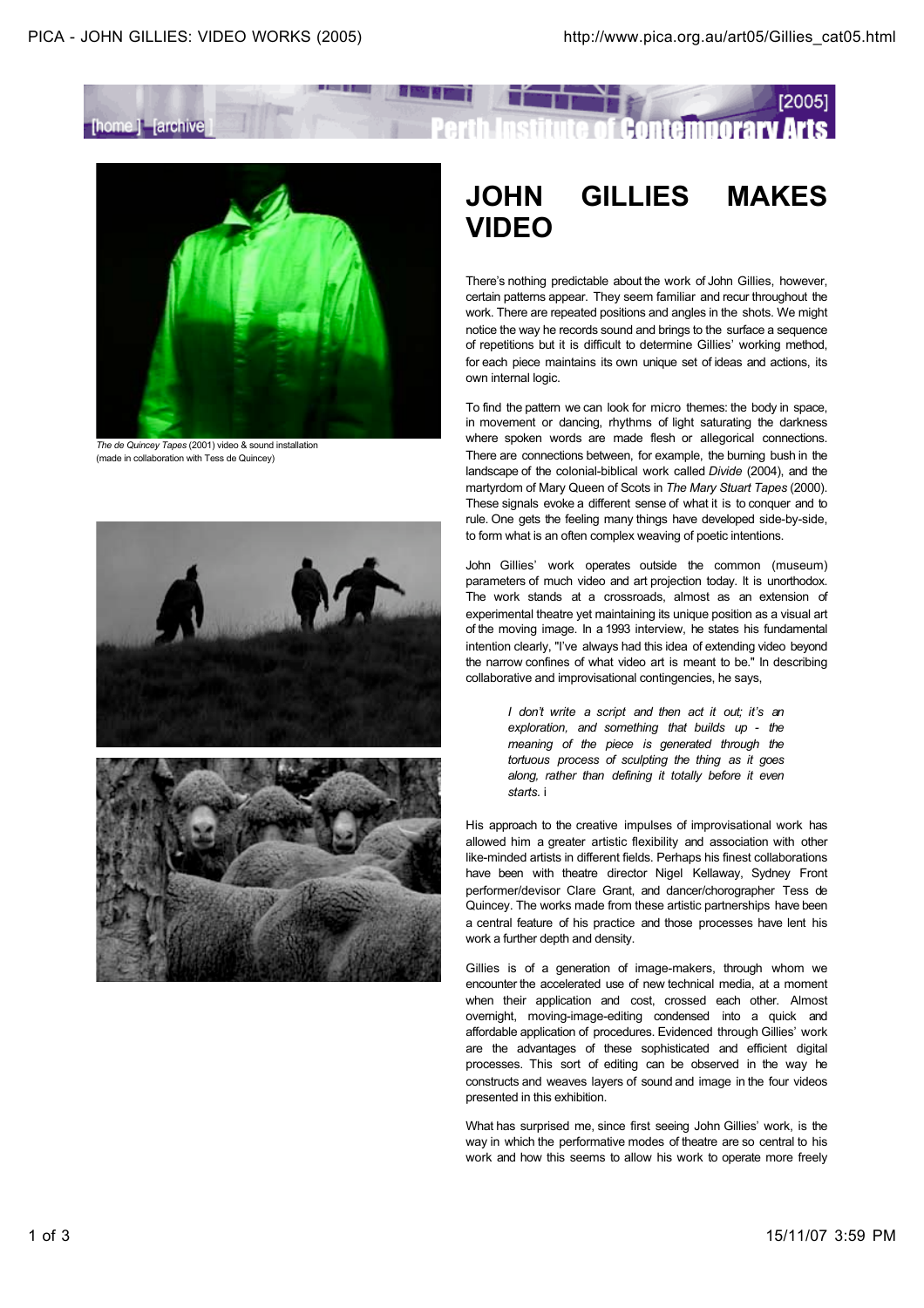The de Quincey Tapes (2001) video & sound installation (made in collaboration with Tess de Quincey)

# JOHN GILLIES MAKES VIDEO

There's nothing predictable about the work of John Gillies, however, certain patterns appear. They seem familiar and recur throughout the work. There are repeated positions and angles in the shots. We might notice the way he records sound and brings to the surface a sequence of repetitions but it is difficult to determine Gillies' working method, for each piece maintains its own unique set of ideas and actions, its own internal logic.

To find the pattern we can look for micro themes: the body in space, in movement or dancing, rhythms of light saturating the darkness where spoken words are made flesh or allegorical connections. There are connections between, for example, the burning bush in the landscape of the colonial-biblical work called *Divide* (2004), and the martyrdom of Mary Queen of Scots in *The Mary Stuart Tapes* (2000). These signals evoke a different sense of what it is to conquer and to rule. One gets the feeling many things have developed side-by-side, to form what is an often complex weaving of poetic intentions.

John Gillies' work operates outside the common (museum) parameters of much video and art projection today. It is unorthodox. The work stands at a crossroads, almost as an extension of experimental theatre yet maintaining its unique position as a visual art of the moving image. In a 1993 interview, he states his fundamental intention clearly, "I've always had this idea of extending video beyond the narrow confines of what video art is meant to be." In describing collaborative and improvisational contingencies, he says,

> *I don't write a script and then act it out; it's an exploration, and something that builds up - the meaning of the piece is generated through the tortuous process of sculpting the thing as it goes along, rather than defining it totally before it even starts.* i

His approach to the creative impulses of improvisational work has allowed him a greater artistic flexibility and association with other like-minded artists in different fields. Perhaps his finest collaborations have been with theatre director Nigel Kellaway, Sydney Front performer/devisor Clare Grant, and dancer/chorographer Tess de Quincey. The works made from these artistic partnerships have been a central feature of his practice and those processes have lent his work a further depth and density.

Gillies is of a generation of image-makers, through whom we encounter the accelerated use of new technical media, at a moment when their application and cost, crossed each other. Almost overnight, moving-image-editing condensed into a quick and affordable application of procedures. Evidenced through Gillies' work are the advantages of these sophisticated and efficient digital processes. This sort of editing can be observed in the way he constructs and weaves layers of sound and image in the four videos presented in this exhibition.

What has surprised me, since first seeing John Gillies' work, is the way in which the performative modes of theatre are so central to his work and how this seems to allow his work to operate more freely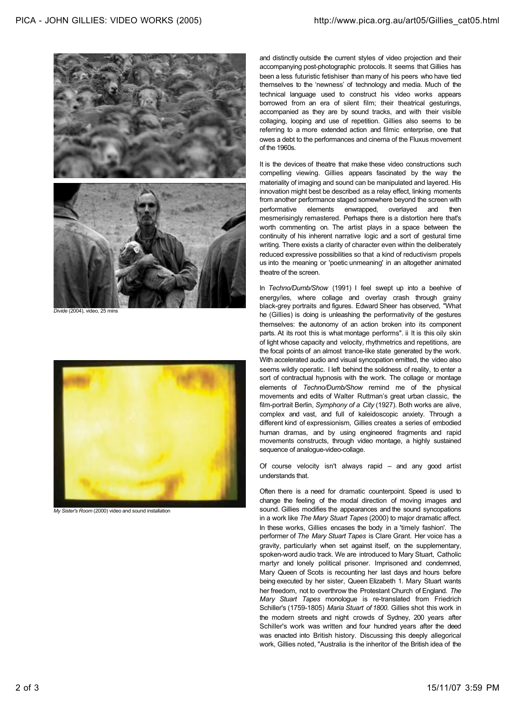*Divide* (2004), video, 25 mins

*My Sister's Room* (2000) video and sound installation

and distinctly outside the current styles of video projection and their accompanying post-photographic protocols. It seems that Gillies has been a less futuristic fetishiser than many of his peers who have tied themselves to the 'newness' of technology and media. Much of the technical language used to construct his video works appears borrowed from an era of silent film; their theatrical gesturings, accompanied as they are by sound tracks, and with their visible collaging, looping and use of repetition. Gillies also seems to be referring to a more extended action and filmic enterprise, one that owes a debt to the performances and cinema of the Fluxus movement of the 1960s.

It is the devices of theatre that make these video constructions such compelling viewing. Gillies appears fascinated by the way the materiality of imaging and sound can be manipulated and layered. His innovation might best be described as a relay effect, linking moments from another performance staged somewhere beyond the screen with performative elements enwrapped, overlayed and then mesmerisingly remastered. Perhaps there is a distortion here that's worth commenting on. The artist plays in a space between the continuity of his inherent narrative logic and a sort of gestural time writing. There exists a clarity of character even within the deliberately reduced expressive possibilities so that a kind of reductivism propels us into the meaning or 'poetic unmeaning' in an altogether animated theatre of the screen.

In *Techno/Dumb/Show* (1991) I feel swept up into a beehive of energy/ies, where collage and overlay crash through grainy black-grey portraits and figures. Edward Sheer has observed, "What he (Gillies) is doing is unleashing the performativity of the gestures themselves: the autonomy of an action broken into its component parts. At its root this is what montage performs". ii It is this oily skin of light whose capacity and velocity, rhythmetrics and repetitions, are the focal points of an almost trance-like state generated by the work. With accelerated audio and visual syncopation emitted, the video also seems wildly operatic. I left behind the solidness of reality, to enter a sort of contractual hypnosis with the work. The collage or montage elements of *Techno/Dumb/Show* remind me of the physical movements and edits of Walter Ruttman's great urban classic, the film-portrait Berlin, *Symphony of a City* (1927). Both works are alive, complex and vast, and full of kaleidoscopic anxiety. Through a different kind of expressionism, Gillies creates a series of embodied human dramas, and by using engineered fragments and rapid movements constructs, through video montage, a highly sustained sequence of analogue-video-collage.

Of course velocity isn't always rapid – and any good artist understands that.

Often there is a need for dramatic counterpoint. Speed is used to change the feeling of the modal direction of moving images and sound. Gillies modifies the appearances and the sound syncopations in a work like *The Mary Stuart Tapes* (2000) to major dramatic affect. In these works, Gillies encases the body in a 'timely fashion'. The performer of *The Mary Stuart Tapes* is Clare Grant. Her voice has a gravity, particularly when set against itself, on the supplementary, spoken-word audio track. We are introduced to Mary Stuart, Catholic martyr and lonely political prisoner. Imprisoned and condemned, Mary Queen of Scots is recounting her last days and hours before being executed by her sister, Queen Elizabeth 1. Mary Stuart wants her freedom, not to overthrow the Protestant Church of England. *The Mary Stuart Tapes* monologue is re-translated from Friedrich Schiller's (1759-1805) *Maria Stuart of 1800*. Gillies shot this work in the modern streets and night crowds of Sydney, 200 years after Schiller's work was written and four hundred years after the deed was enacted into British history. Discussing this deeply allegorical work, Gillies noted, "Australia is the inheritor of the British idea of the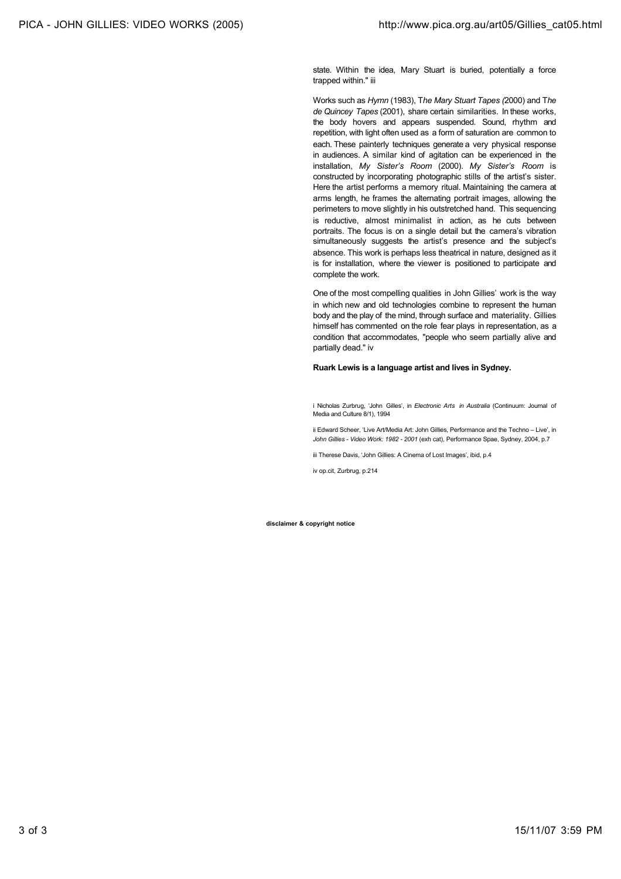state. Within the idea, Mary Stuart is buried, potentially a force trapped within." iii

Works such as *Hymn* (1983), T*he Mary Stuart Tapes (*2000) and T*he de Quincey Tapes* (2001), share certain similarities. In these works, the body hovers and appears suspended. Sound, rhythm and repetition, with light often used as a form of saturation are common to each. These painterly techniques generate a very physical response in audiences. A similar kind of agitation can be experienced in the installation, *My Sister's Room* (2000). *My Sister's Room* is constructed by incorporating photographic stills of the artist's sister. Here the artist performs a memory ritual. Maintaining the camera at arms length, he frames the alternating portrait images, allowing the perimeters to move slightly in his outstretched hand. This sequencing is reductive, almost minimalist in action, as he cuts between portraits. The focus is on a single detail but the camera's vibration simultaneously suggests the artist's presence and the subject's absence. This work is perhaps less theatrical in nature, designed as it is for installation, where the viewer is positioned to participate and complete the work.

One of the most compelling qualities in John Gillies' work is the way in which new and old technologies combine to represent the human body and the play of the mind, through surface and materiality. Gillies himself has commented on the role fear plays in representation, as a condition that accommodates, "people who seem partially alive and partially dead." iv

**Ruark Lewis is a language artist and lives in Sydney.**

i Nicholas Zurbrug, 'John Gilles', in *Electronic Arts in Australia* (Continuum: Journal of Media and Culture 8/1), 1994

ii Edward Scheer, 'Live Art/Media Art: John Gillies, Performance and the Techno – Live', in *John Gillies - Video Work: 1982 - 2001* (exh cat), Performance Spae, Sydney, 2004, p.7

iii Therese Davis, 'John Gillies: A Cinema of Lost Images', ibid, p.4

iv op.cit, Zurbrug, p.214

**disclaimer & copyright notice**